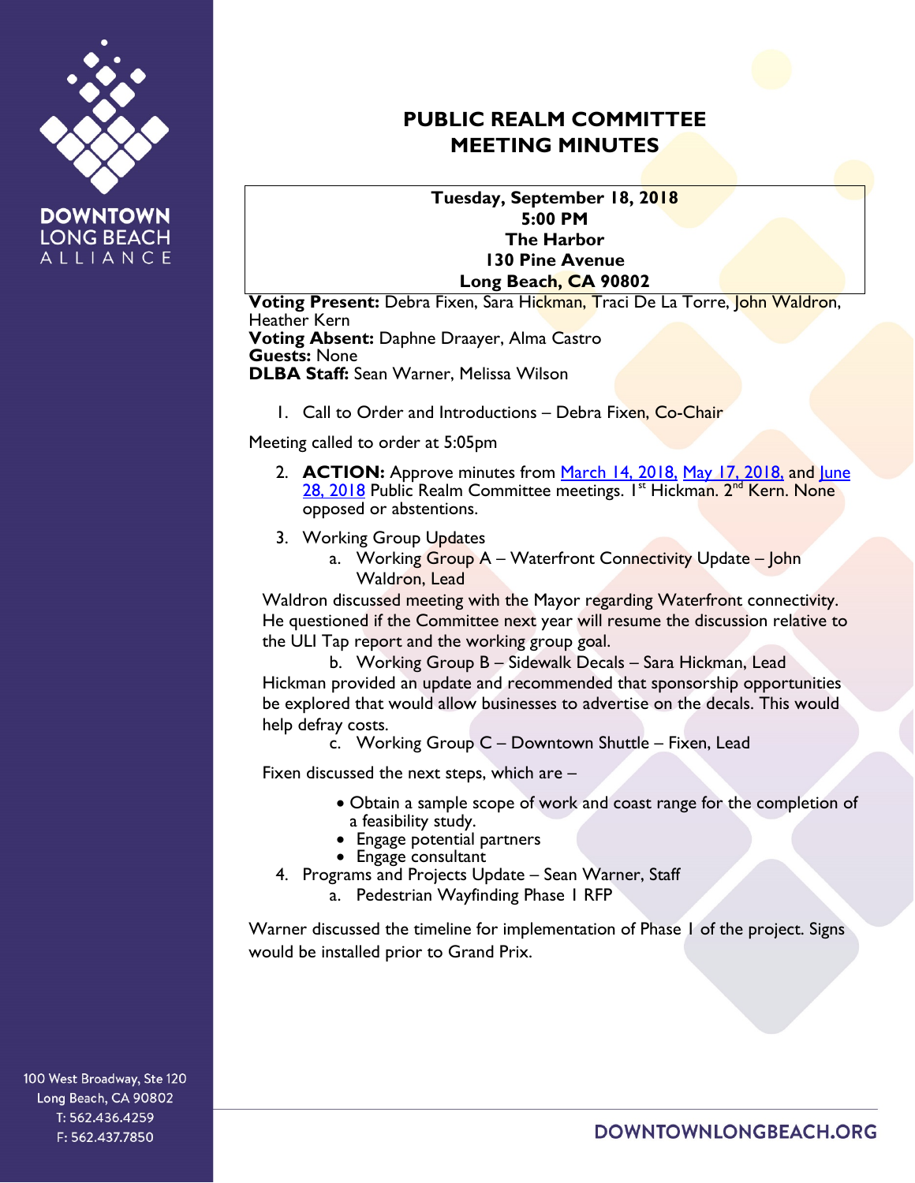# PUBLIC REALM COMMITTEE MEETING MINUTES

**Tuesday, September 18, 2018**
**5:00 PM**
**The Harbor**
**130 Pine Avenue**
**Long Beach, CA 90802**

**Voting Present:** Debra Fixen, Sara Hickman, Traci De La Torre, John Waldron, Heather Kern
**Voting Absent:** Daphne Draayer, Alma Castro
**Guests:** None
**DLBA Staff:** Sean Warner, Melissa Wilson

1. Call to Order and Introductions – Debra Fixen, Co-Chair

Meeting called to order at 5:05pm

2. **ACTION:** Approve minutes from March 14, 2018, May 17, 2018, and June 28, 2018 Public Realm Committee meetings. 1st Hickman. 2nd Kern. None opposed or abstentions.

3. Working Group Updates
   a. Working Group A – Waterfront Connectivity Update – John Waldron, Lead

Waldron discussed meeting with the Mayor regarding Waterfront connectivity. He questioned if the Committee next year will resume the discussion relative to the ULI Tap report and the working group goal.

   b. Working Group B – Sidewalk Decals – Sara Hickman, Lead

Hickman provided an update and recommended that sponsorship opportunities be explored that would allow businesses to advertise on the decals. This would help defray costs.

   c. Working Group C – Downtown Shuttle – Fixen, Lead

Fixen discussed the next steps, which are –

- Obtain a sample scope of work and coast range for the completion of a feasibility study.
- Engage potential partners
- Engage consultant

4. Programs and Projects Update – Sean Warner, Staff
   a. Pedestrian Wayfinding Phase I RFP

Warner discussed the timeline for implementation of Phase I of the project. Signs would be installed prior to Grand Prix.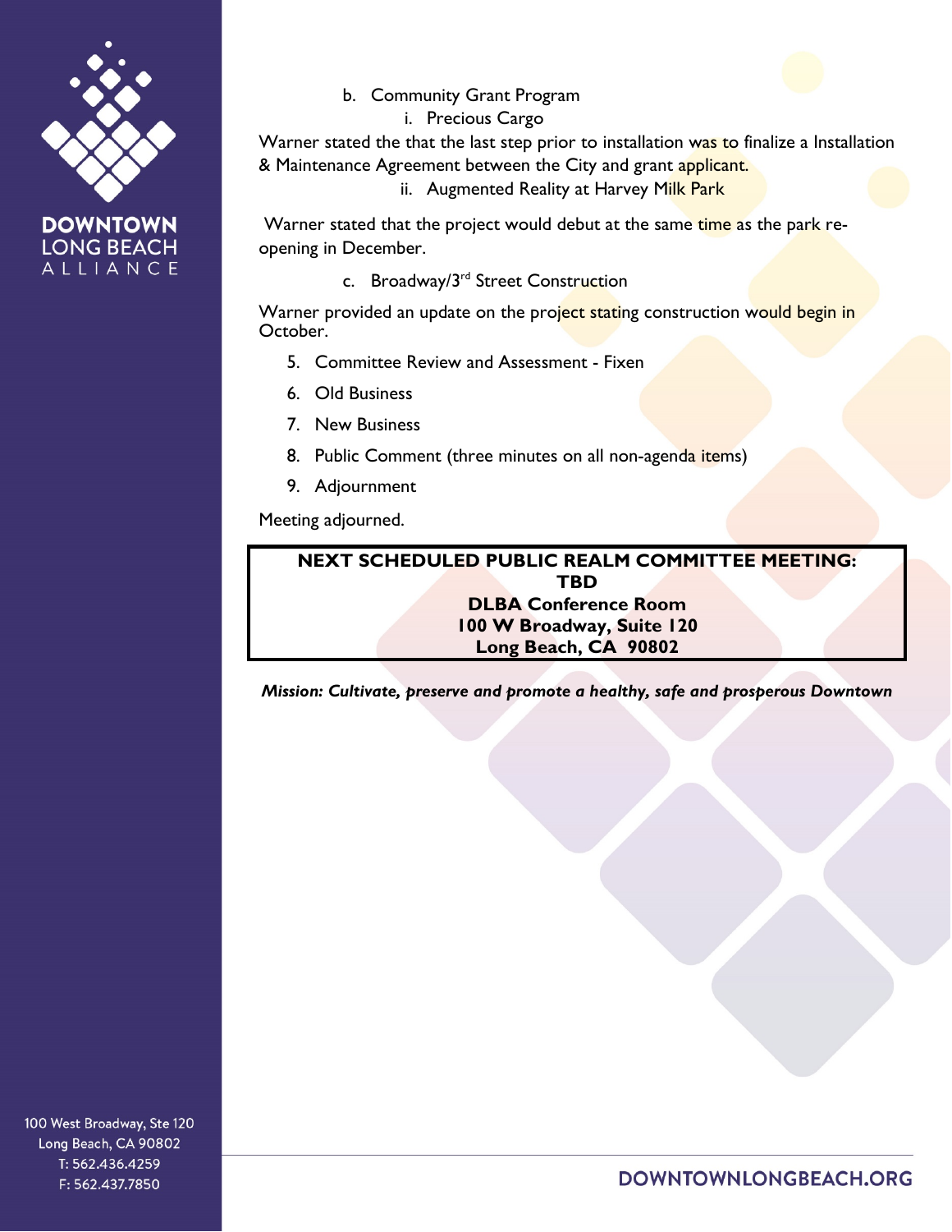b. Community Grant Program

i. Precious Cargo

Warner stated the that the last step prior to installation was to finalize a Installation & Maintenance Agreement between the City and grant applicant.

ii. Augmented Reality at Harvey Milk Park

Warner stated that the project would debut at the same time as the park re-opening in December.

c. Broadway/3rd Street Construction

Warner provided an update on the project stating construction would begin in October.

5. Committee Review and Assessment - Fixen
6. Old Business
7. New Business
8. Public Comment (three minutes on all non-agenda items)
9. Adjournment

Meeting adjourned.

**NEXT SCHEDULED PUBLIC REALM COMMITTEE MEETING:**
**TBD**
**DLBA Conference Room**
**100 W Broadway, Suite 120**
**Long Beach, CA 90802**

***Mission: Cultivate, preserve and promote a healthy, safe and prosperous Downtown***